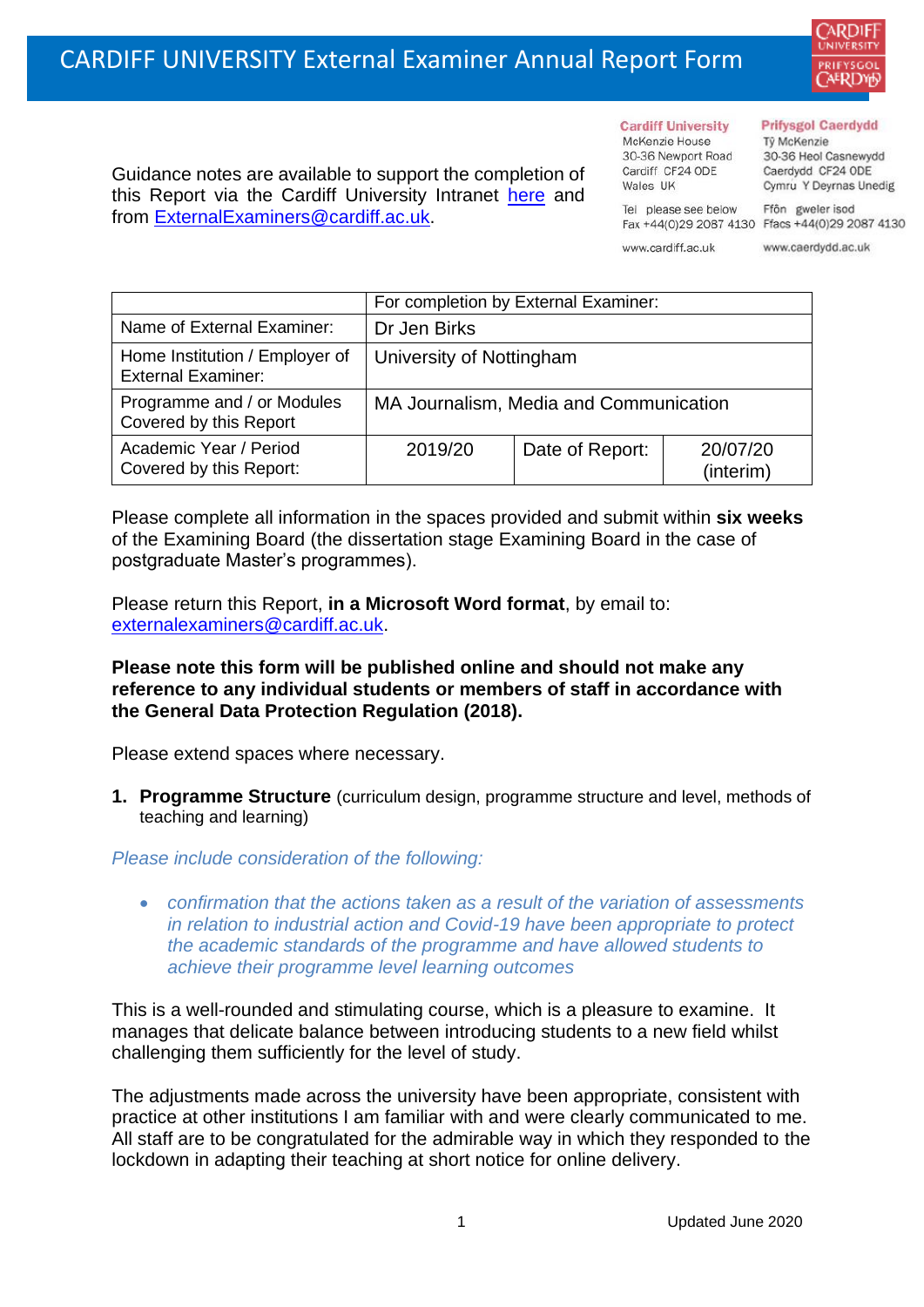# CARDIFF UNIVERSITY External Examiner Annual Report Form

Cardiff University
McKenzie House
30-36 Newport Road
Cardiff CF24 0DE
Wales UK

Tel please see below
Fax +44(0)29 2087 4130

www.cardiff.ac.uk

Prifysgol Caerdydd
Tŷ McKenzie
30-36 Heol Casnewydd
Caerdydd CF24 0DE
Cymru Y Deyrnas Unedig

Ffôn gweler isod
Ffacs +44(0)29 2087 4130

www.caerdydd.ac.uk

Guidance notes are available to support the completion of this Report via the Cardiff University Intranet here and from ExternalExaminers@cardiff.ac.uk.

| | For completion by External Examiner: | | |
|---|---|---|---|
| Name of External Examiner: | Dr Jen Birks | | |
| Home Institution / Employer of External Examiner: | University of Nottingham | | |
| Programme and / or Modules Covered by this Report | MA Journalism, Media and Communication | | |
| Academic Year / Period Covered by this Report: | 2019/20 | Date of Report: | 20/07/20 (interim) |

Please complete all information in the spaces provided and submit within **six weeks** of the Examining Board (the dissertation stage Examining Board in the case of postgraduate Master's programmes).

Please return this Report, **in a Microsoft Word format**, by email to: externalexaminers@cardiff.ac.uk.

**Please note this form will be published online and should not make any reference to any individual students or members of staff in accordance with the General Data Protection Regulation (2018).**

Please extend spaces where necessary.

1. **Programme Structure** (curriculum design, programme structure and level, methods of teaching and learning)

*Please include consideration of the following:*

- *confirmation that the actions taken as a result of the variation of assessments in relation to industrial action and Covid-19 have been appropriate to protect the academic standards of the programme and have allowed students to achieve their programme level learning outcomes*

This is a well-rounded and stimulating course, which is a pleasure to examine. It manages that delicate balance between introducing students to a new field whilst challenging them sufficiently for the level of study.

The adjustments made across the university have been appropriate, consistent with practice at other institutions I am familiar with and were clearly communicated to me. All staff are to be congratulated for the admirable way in which they responded to the lockdown in adapting their teaching at short notice for online delivery.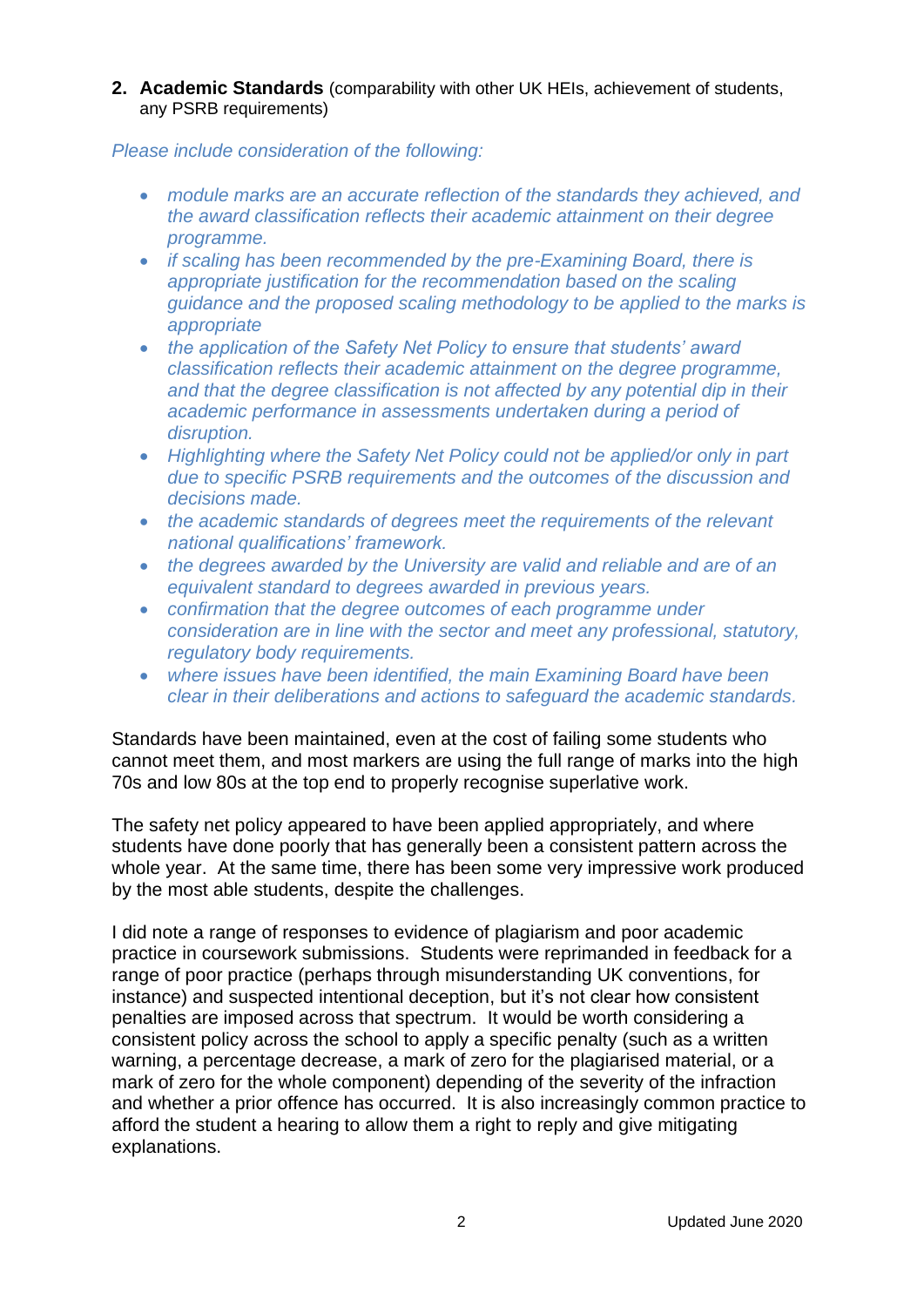2. **Academic Standards** (comparability with other UK HEIs, achievement of students, any PSRB requirements)

*Please include consideration of the following:*

- *module marks are an accurate reflection of the standards they achieved, and the award classification reflects their academic attainment on their degree programme.*
- *if scaling has been recommended by the pre-Examining Board, there is appropriate justification for the recommendation based on the scaling guidance and the proposed scaling methodology to be applied to the marks is appropriate*
- *the application of the Safety Net Policy to ensure that students' award classification reflects their academic attainment on the degree programme, and that the degree classification is not affected by any potential dip in their academic performance in assessments undertaken during a period of disruption.*
- *Highlighting where the Safety Net Policy could not be applied/or only in part due to specific PSRB requirements and the outcomes of the discussion and decisions made.*
- *the academic standards of degrees meet the requirements of the relevant national qualifications' framework.*
- *the degrees awarded by the University are valid and reliable and are of an equivalent standard to degrees awarded in previous years.*
- *confirmation that the degree outcomes of each programme under consideration are in line with the sector and meet any professional, statutory, regulatory body requirements.*
- *where issues have been identified, the main Examining Board have been clear in their deliberations and actions to safeguard the academic standards.*

Standards have been maintained, even at the cost of failing some students who cannot meet them, and most markers are using the full range of marks into the high 70s and low 80s at the top end to properly recognise superlative work.

The safety net policy appeared to have been applied appropriately, and where students have done poorly that has generally been a consistent pattern across the whole year. At the same time, there has been some very impressive work produced by the most able students, despite the challenges.

I did note a range of responses to evidence of plagiarism and poor academic practice in coursework submissions. Students were reprimanded in feedback for a range of poor practice (perhaps through misunderstanding UK conventions, for instance) and suspected intentional deception, but it's not clear how consistent penalties are imposed across that spectrum. It would be worth considering a consistent policy across the school to apply a specific penalty (such as a written warning, a percentage decrease, a mark of zero for the plagiarised material, or a mark of zero for the whole component) depending of the severity of the infraction and whether a prior offence has occurred. It is also increasingly common practice to afford the student a hearing to allow them a right to reply and give mitigating explanations.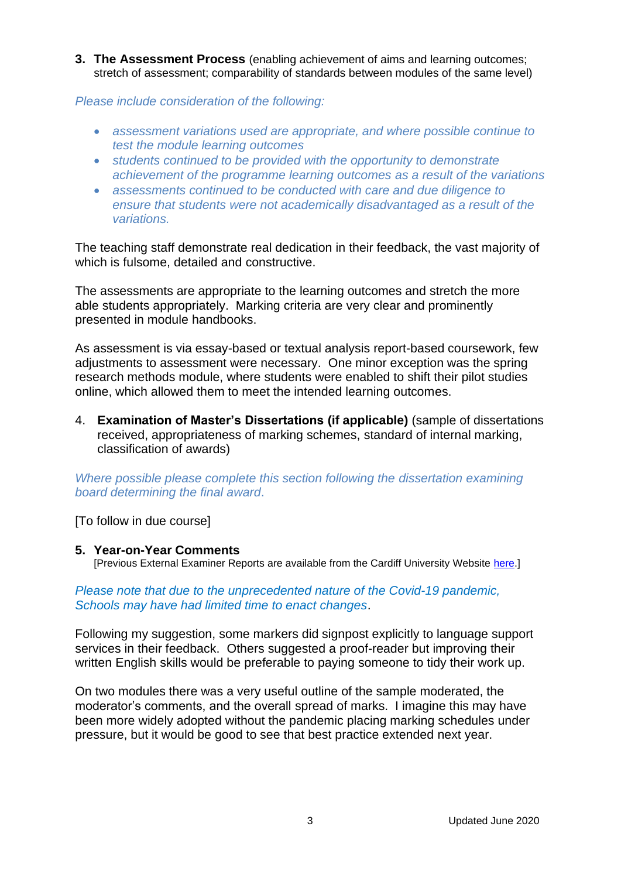**3. The Assessment Process** (enabling achievement of aims and learning outcomes; stretch of assessment; comparability of standards between modules of the same level)

*Please include consideration of the following:*

- *assessment variations used are appropriate, and where possible continue to test the module learning outcomes*
- *students continued to be provided with the opportunity to demonstrate achievement of the programme learning outcomes as a result of the variations*
- *assessments continued to be conducted with care and due diligence to ensure that students were not academically disadvantaged as a result of the variations.*

The teaching staff demonstrate real dedication in their feedback, the vast majority of which is fulsome, detailed and constructive.

The assessments are appropriate to the learning outcomes and stretch the more able students appropriately. Marking criteria are very clear and prominently presented in module handbooks.

As assessment is via essay-based or textual analysis report-based coursework, few adjustments to assessment were necessary. One minor exception was the spring research methods module, where students were enabled to shift their pilot studies online, which allowed them to meet the intended learning outcomes.

4. **Examination of Master's Dissertations (if applicable)** (sample of dissertations received, appropriateness of marking schemes, standard of internal marking, classification of awards)

*Where possible please complete this section following the dissertation examining board determining the final award.*

[To follow in due course]

**5. Year-on-Year Comments**
[Previous External Examiner Reports are available from the Cardiff University Website here.]

*Please note that due to the unprecedented nature of the Covid-19 pandemic, Schools may have had limited time to enact changes*.

Following my suggestion, some markers did signpost explicitly to language support services in their feedback. Others suggested a proof-reader but improving their written English skills would be preferable to paying someone to tidy their work up.

On two modules there was a very useful outline of the sample moderated, the moderator's comments, and the overall spread of marks. I imagine this may have been more widely adopted without the pandemic placing marking schedules under pressure, but it would be good to see that best practice extended next year.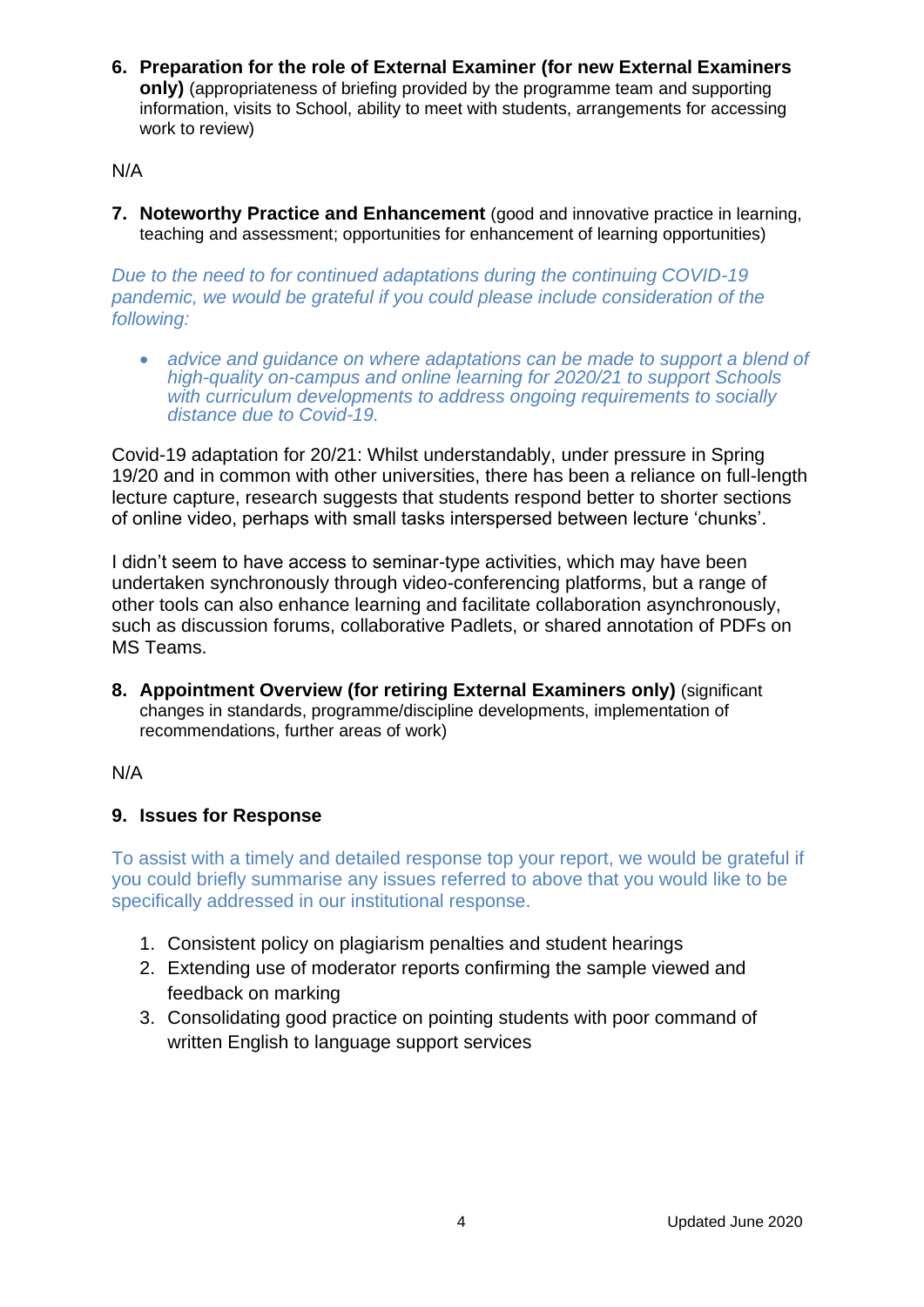6. **Preparation for the role of External Examiner (for new External Examiners only)** (appropriateness of briefing provided by the programme team and supporting information, visits to School, ability to meet with students, arrangements for accessing work to review)

N/A

7. **Noteworthy Practice and Enhancement** (good and innovative practice in learning, teaching and assessment; opportunities for enhancement of learning opportunities)

*Due to the need to for continued adaptations during the continuing COVID-19 pandemic, we would be grateful if you could please include consideration of the following:*

- *advice and guidance on where adaptations can be made to support a blend of high-quality on-campus and online learning for 2020/21 to support Schools with curriculum developments to address ongoing requirements to socially distance due to Covid-19.*

Covid-19 adaptation for 20/21: Whilst understandably, under pressure in Spring 19/20 and in common with other universities, there has been a reliance on full-length lecture capture, research suggests that students respond better to shorter sections of online video, perhaps with small tasks interspersed between lecture 'chunks'.

I didn't seem to have access to seminar-type activities, which may have been undertaken synchronously through video-conferencing platforms, but a range of other tools can also enhance learning and facilitate collaboration asynchronously, such as discussion forums, collaborative Padlets, or shared annotation of PDFs on MS Teams.

8. **Appointment Overview (for retiring External Examiners only)** (significant changes in standards, programme/discipline developments, implementation of recommendations, further areas of work)

N/A

9. **Issues for Response**

To assist with a timely and detailed response top your report, we would be grateful if you could briefly summarise any issues referred to above that you would like to be specifically addressed in our institutional response.

1. Consistent policy on plagiarism penalties and student hearings
2. Extending use of moderator reports confirming the sample viewed and feedback on marking
3. Consolidating good practice on pointing students with poor command of written English to language support services

Updated June 2020